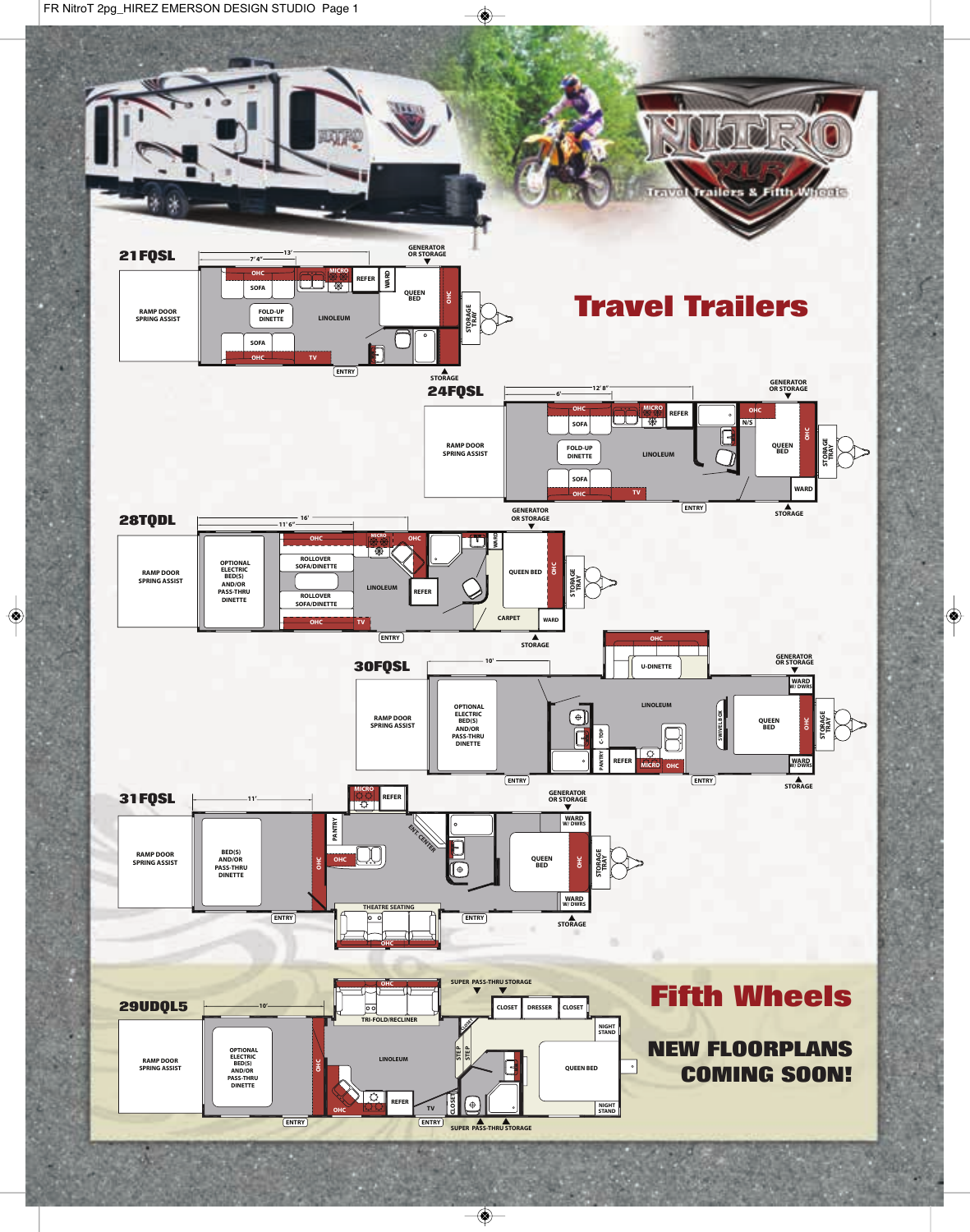# NITRO XLR

Travel Trailers & Fifth Wheels

## Travel Trailers

### 21FQSL

13' — 7' 4"

RAMP DOOR SPRING ASSIST
OHC
SOFA
MICRO
REFER
WARD
QUEEN BED
OHC
FOLD-UP DINETTE
LINOLEUM
SOFA
OHC
TV
ENTRY
GENERATOR OR STORAGE
STORAGE TRAY
STORAGE

### 24FQSL

12' 8" — 6'

RAMP DOOR SPRING ASSIST
OHC
SOFA
MICRO
REFER
OHC
N/S
QUEEN BED
OHC
FOLD-UP DINETTE
LINOLEUM
SOFA
OHC
TV
ENTRY
WARD
GENERATOR OR STORAGE
STORAGE TRAY
STORAGE

### 28TQDL

16' — 11' 6"

RAMP DOOR SPRING ASSIST
OPTIONAL ELECTRIC BED(S) AND/OR PASS-THRU DINETTE
OHC
ROLLOVER SOFA/DINETTE
MICRO
OHC
WARD
QUEEN BED
OHC
LINOLEUM
REFER
ROLLOVER SOFA/DINETTE
OHC
TV
CARPET
WARD
ENTRY
GENERATOR OR STORAGE
STORAGE TRAY
STORAGE

### 30FQSL

10'

RAMP DOOR SPRING ASSIST
OPTIONAL ELECTRIC BED(S) AND/OR PASS-THRU DINETTE
OHC
U-DINETTE
LINOLEUM
C-TOP
PANTRY
REFER
MICRO
OHC
SWIVEL BLOCK
QUEEN BED
WARD W/ DWRS
OHC
WARD W/ DWRS
ENTRY
ENTRY
GENERATOR OR STORAGE
STORAGE TRAY
STORAGE

### 31FQSL

11'

RAMP DOOR SPRING ASSIST
BED(S) AND/OR PASS-THRU DINETTE
OHC
PANTRY
MICRO
REFER
OHC
ENT. CENTER
THEATRE SEATING
OHC
WARD W/ DWRS
QUEEN BED
OHC
WARD W/ DWRS
ENTRY
ENTRY
GENERATOR OR STORAGE
STORAGE TRAY
STORAGE

## Fifth Wheels

### 29UDQL5

10'

RAMP DOOR SPRING ASSIST
OPTIONAL ELECTRIC BED(S) AND/OR PASS-THRU DINETTE
OHC
TRI-FOLD/RECLINER
OHC
LINOLEUM
OHC
REFER
TV
STEP
STEP
CLOSET
CLOSET
CLOSET
DRESSER
CLOSET
NIGHT STAND
QUEEN BED
NIGHT STAND
ENTRY
ENTRY
SUPER PASS-THRU STORAGE
SUPER PASS-THRU STORAGE

**NEW FLOORPLANS COMING SOON!**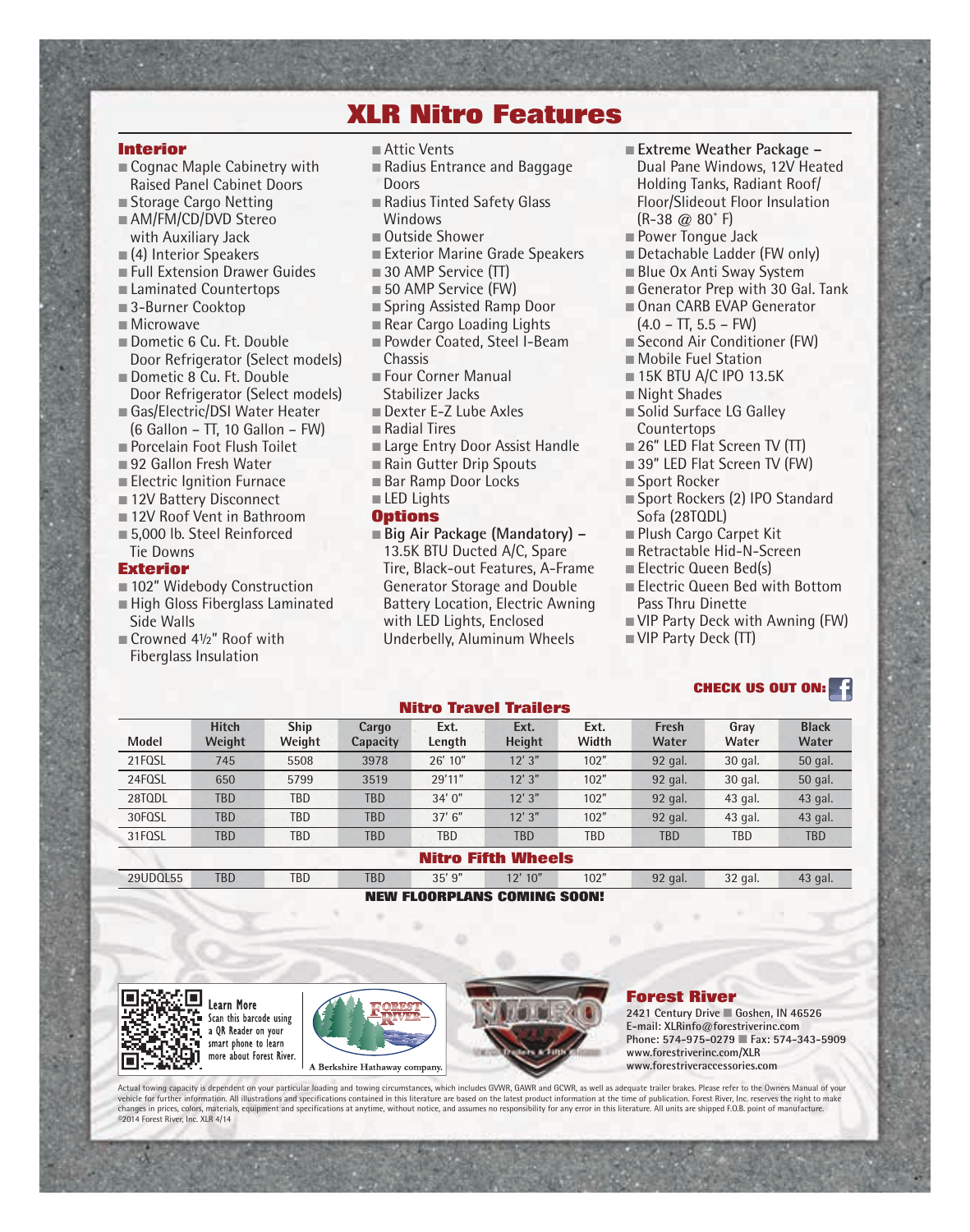# XLR Nitro Features

## Interior

- Cognac Maple Cabinetry with Raised Panel Cabinet Doors
- Storage Cargo Netting
- AM/FM/CD/DVD Stereo with Auxiliary Jack
- (4) Interior Speakers
- Full Extension Drawer Guides
- Laminated Countertops
- 3-Burner Cooktop
- Microwave
- Dometic 6 Cu. Ft. Double Door Refrigerator (Select models)
- Dometic 8 Cu. Ft. Double Door Refrigerator (Select models)
- Gas/Electric/DSI Water Heater (6 Gallon – TT, 10 Gallon – FW)
- Porcelain Foot Flush Toilet
- 92 Gallon Fresh Water
- Electric Ignition Furnace
- 12V Battery Disconnect
- 12V Roof Vent in Bathroom
- 5,000 lb. Steel Reinforced Tie Downs

## Exterior

- 102" Widebody Construction
- High Gloss Fiberglass Laminated Side Walls
- Crowned 4½" Roof with Fiberglass Insulation
- Attic Vents
- Radius Entrance and Baggage Doors
- Radius Tinted Safety Glass Windows
- Outside Shower
- Exterior Marine Grade Speakers
- 30 AMP Service (TT)
- 50 AMP Service (FW)
- Spring Assisted Ramp Door
- Rear Cargo Loading Lights
- Powder Coated, Steel I-Beam Chassis
- Four Corner Manual Stabilizer Jacks
- Dexter E-Z Lube Axles
- Radial Tires
- Large Entry Door Assist Handle
- Rain Gutter Drip Spouts
- Bar Ramp Door Locks
- LED Lights

## Options

- **Big Air Package (Mandatory) –** 13.5K BTU Ducted A/C, Spare Tire, Black-out Features, A-Frame Generator Storage and Double Battery Location, Electric Awning with LED Lights, Enclosed Underbelly, Aluminum Wheels
- **Extreme Weather Package –** Dual Pane Windows, 12V Heated Holding Tanks, Radiant Roof/ Floor/Slideout Floor Insulation (R-38 @ 80˚ F)
- Power Tongue Jack
- Detachable Ladder (FW only)
- Blue Ox Anti Sway System
- Generator Prep with 30 Gal. Tank
- Onan CARB EVAP Generator (4.0 – TT, 5.5 – FW)
- Second Air Conditioner (FW)
- Mobile Fuel Station
- 15K BTU A/C IPO 13.5K
- Night Shades
- Solid Surface LG Galley Countertops
- 26" LED Flat Screen TV (TT)
- 39" LED Flat Screen TV (FW)
- Sport Rocker
- Sport Rockers (2) IPO Standard Sofa (28TQDL)
- Plush Cargo Carpet Kit
- Retractable Hid-N-Screen
- Electric Queen Bed(s)
- Electric Queen Bed with Bottom Pass Thru Dinette
- VIP Party Deck with Awning (FW)
- VIP Party Deck (TT)

**CHECK US OUT ON:**

## Nitro Travel Trailers

| Model | Hitch Weight | Ship Weight | Cargo Capacity | Ext. Length | Ext. Height | Ext. Width | Fresh Water | Gray Water | Black Water |
|---|---|---|---|---|---|---|---|---|---|
| 21FQSL | 745 | 5508 | 3978 | 26' 10" | 12' 3" | 102" | 92 gal. | 30 gal. | 50 gal. |
| 24FQSL | 650 | 5799 | 3519 | 29'11" | 12' 3" | 102" | 92 gal. | 30 gal. | 50 gal. |
| 28TQDL | TBD | TBD | TBD | 34' 0" | 12' 3" | 102" | 92 gal. | 43 gal. | 43 gal. |
| 30FQSL | TBD | TBD | TBD | 37' 6" | 12' 3" | 102" | 92 gal. | 43 gal. | 43 gal. |
| 31FQSL | TBD | TBD | TBD | TBD | TBD | TBD | TBD | TBD | TBD |
| **Nitro Fifth Wheels** | | | | | | | | | |
| 29UDQL55 | TBD | TBD | TBD | 35' 9" | 12' 10" | 102" | 92 gal. | 32 gal. | 43 gal. |

**NEW FLOORPLANS COMING SOON!**

**Learn More**
Scan this barcode using a QR Reader on your smart phone to learn more about Forest River.

A Berkshire Hathaway company.

## Forest River

2421 Century Drive ■ Goshen, IN 46526
E-mail: XLRinfo@forestriverinc.com
Phone: 574-975-0279 ■ Fax: 574-343-5909
www.forestriverinc.com/XLR
www.forestriveraccessories.com

Actual towing capacity is dependent on your particular loading and towing circumstances, which includes GVWR, GAWR and GCWR, as well as adequate trailer brakes. Please refer to the Owners Manual of your vehicle for further information. All illustrations and specifications contained in this literature are based on the latest product information at the time of publication. Forest River, Inc. reserves the right to make changes in prices, colors, materials, equipment and specifications at anytime, without notice, and assumes no responsibility for any error in this literature. All units are shipped F.O.B. point of manufacture.
©2014 Forest River, Inc. XLR 4/14